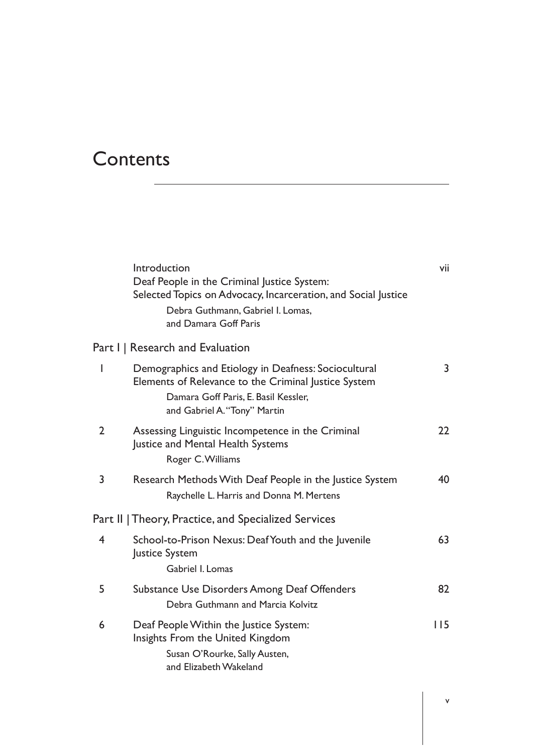# Contents

| | | |
|---|---|---|
| | Introduction<br>Deaf People in the Criminal Justice System: Selected Topics on Advocacy, Incarceration, and Social Justice<br>Debra Guthmann, Gabriel I. Lomas, and Damara Goff Paris | vii |

## Part I | Research and Evaluation

| | | |
|---|---|---|
| 1 | Demographics and Etiology in Deafness: Sociocultural Elements of Relevance to the Criminal Justice System<br>Damara Goff Paris, E. Basil Kessler, and Gabriel A. "Tony" Martin | 3 |
| 2 | Assessing Linguistic Incompetence in the Criminal Justice and Mental Health Systems<br>Roger C. Williams | 22 |
| 3 | Research Methods With Deaf People in the Justice System<br>Raychelle L. Harris and Donna M. Mertens | 40 |

## Part II | Theory, Practice, and Specialized Services

| | | |
|---|---|---|
| 4 | School-to-Prison Nexus: Deaf Youth and the Juvenile Justice System<br>Gabriel I. Lomas | 63 |
| 5 | Substance Use Disorders Among Deaf Offenders<br>Debra Guthmann and Marcia Kolvitz | 82 |
| 6 | Deaf People Within the Justice System: Insights From the United Kingdom<br>Susan O'Rourke, Sally Austen, and Elizabeth Wakeland | 115 |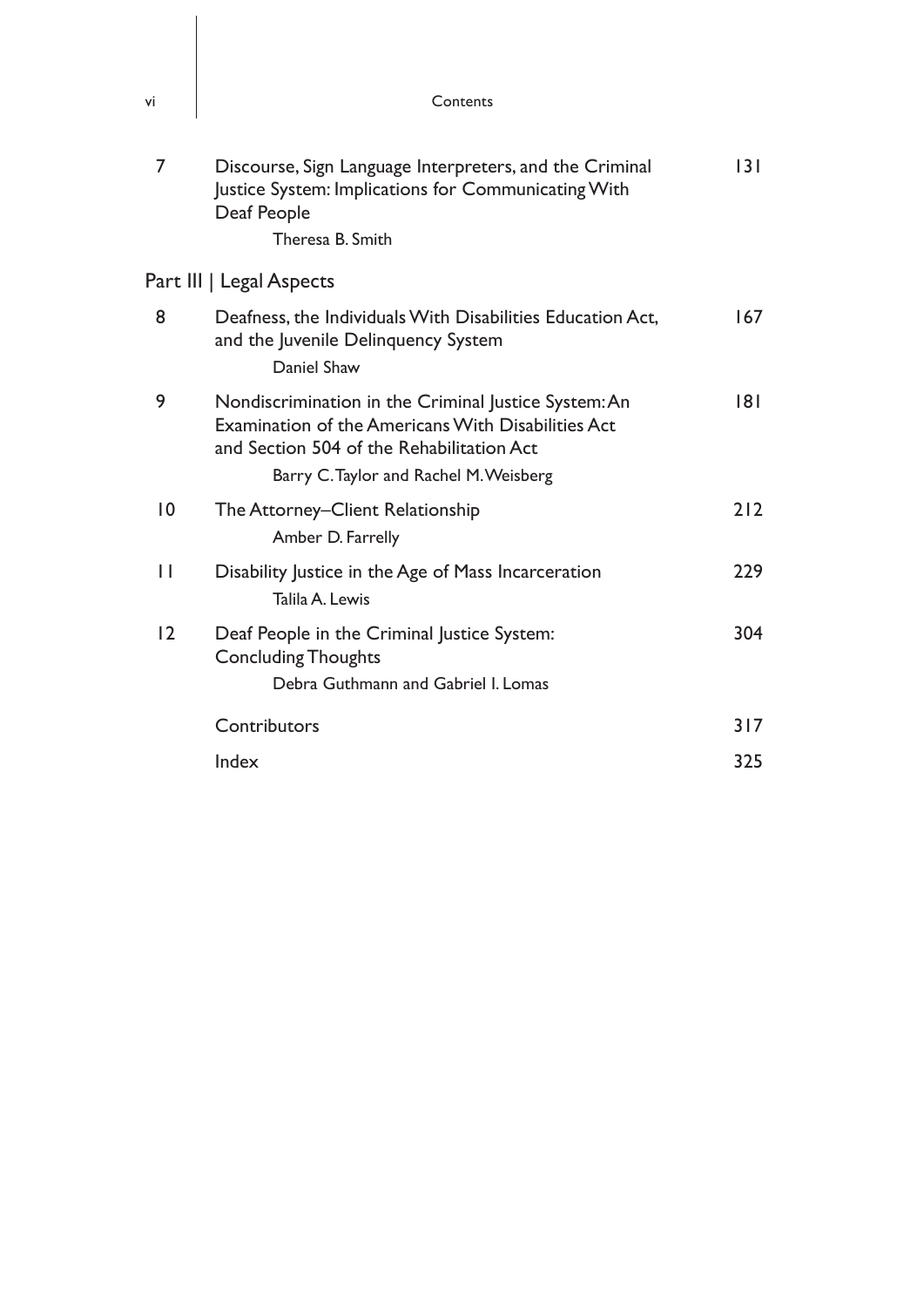7 Discourse, Sign Language Interpreters, and the Criminal Justice System: Implications for Communicating With Deaf People — 131
Theresa B. Smith

## Part III | Legal Aspects

8 Deafness, the Individuals With Disabilities Education Act, and the Juvenile Delinquency System — 167
Daniel Shaw

9 Nondiscrimination in the Criminal Justice System: An Examination of the Americans With Disabilities Act and Section 504 of the Rehabilitation Act — 181
Barry C. Taylor and Rachel M. Weisberg

10 The Attorney–Client Relationship — 212
Amber D. Farrelly

11 Disability Justice in the Age of Mass Incarceration — 229
Talila A. Lewis

12 Deaf People in the Criminal Justice System: Concluding Thoughts — 304
Debra Guthmann and Gabriel I. Lomas

Contributors — 317

Index — 325